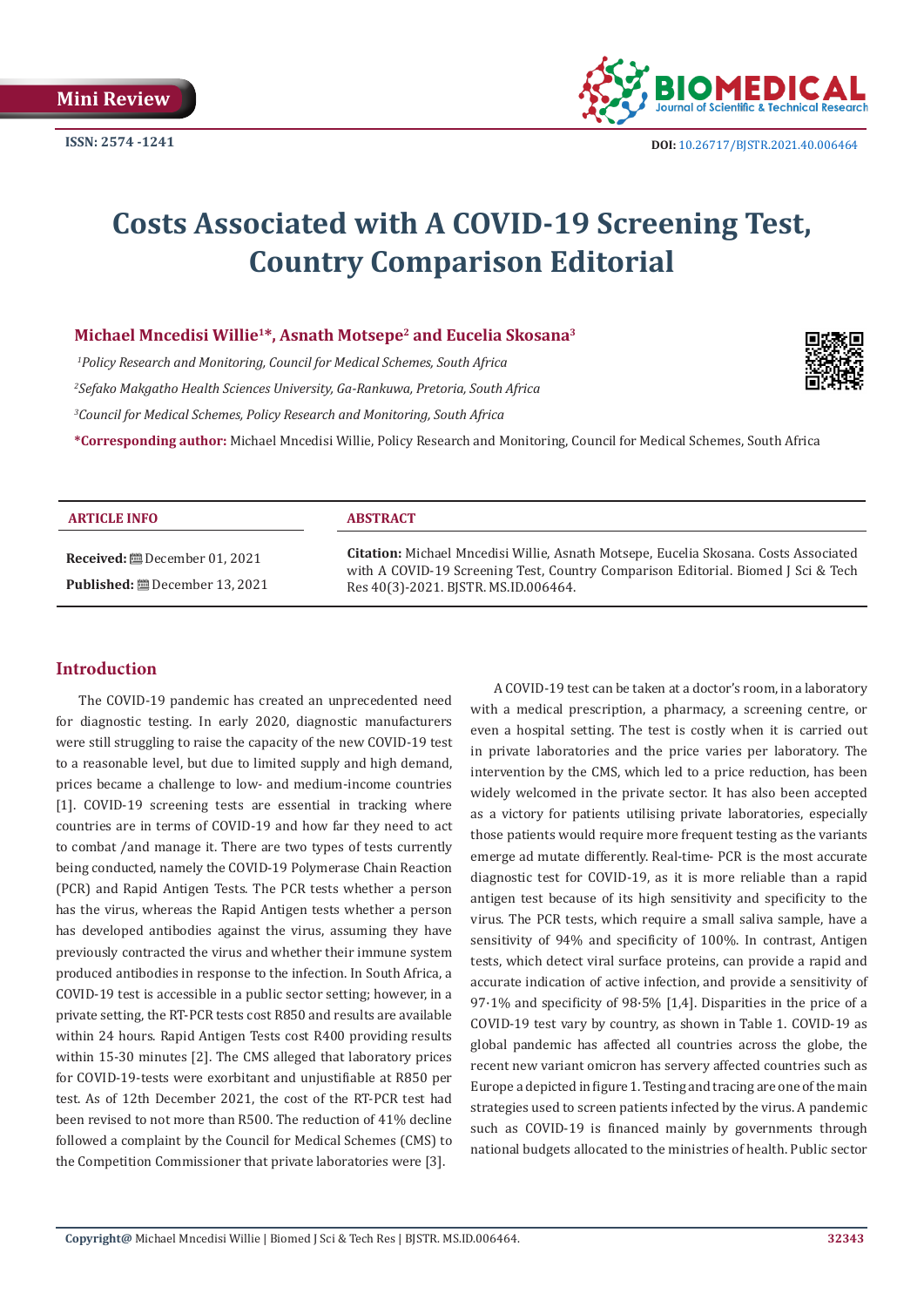Mini Review

ISSN: 2574 -1241

DOI: 10.26717/BJSTR.2021.40.006464

# Costs Associated with A COVID-19 Screening Test, Country Comparison Editorial

**Michael Mncedisi Willie[1]*, Asnath Motsepe[2] and Eucelia Skosana[3]**

*[1]Policy Research and Monitoring, Council for Medical Schemes, South Africa*

*[2]Sefako Makgatho Health Sciences University, Ga-Rankuwa, Pretoria, South Africa*

*[3]Council for Medical Schemes, Policy Research and Monitoring, South Africa*

***Corresponding author:** Michael Mncedisi Willie, Policy Research and Monitoring, Council for Medical Schemes, South Africa

| ARTICLE INFO | ABSTRACT |
|---|---|
| **Received:** December 01, 2021<br>**Published:** December 13, 2021 | **Citation:** Michael Mncedisi Willie, Asnath Motsepe, Eucelia Skosana. Costs Associated with A COVID-19 Screening Test, Country Comparison Editorial. Biomed J Sci & Tech Res 40(3)-2021. BJSTR. MS.ID.006464. |

## Introduction

The COVID-19 pandemic has created an unprecedented need for diagnostic testing. In early 2020, diagnostic manufacturers were still struggling to raise the capacity of the new COVID-19 test to a reasonable level, but due to limited supply and high demand, prices became a challenge to low- and medium-income countries [1]. COVID-19 screening tests are essential in tracking where countries are in terms of COVID-19 and how far they need to act to combat /and manage it. There are two types of tests currently being conducted, namely the COVID-19 Polymerase Chain Reaction (PCR) and Rapid Antigen Tests. The PCR tests whether a person has the virus, whereas the Rapid Antigen tests whether a person has developed antibodies against the virus, assuming they have previously contracted the virus and whether their immune system produced antibodies in response to the infection. In South Africa, a COVID-19 test is accessible in a public sector setting; however, in a private setting, the RT-PCR tests cost R850 and results are available within 24 hours. Rapid Antigen Tests cost R400 providing results within 15-30 minutes [2]. The CMS alleged that laboratory prices for COVID-19-tests were exorbitant and unjustifiable at R850 per test. As of 12th December 2021, the cost of the RT-PCR test had been revised to not more than R500. The reduction of 41% decline followed a complaint by the Council for Medical Schemes (CMS) to the Competition Commissioner that private laboratories were [3].

A COVID-19 test can be taken at a doctor's room, in a laboratory with a medical prescription, a pharmacy, a screening centre, or even a hospital setting. The test is costly when it is carried out in private laboratories and the price varies per laboratory. The intervention by the CMS, which led to a price reduction, has been widely welcomed in the private sector. It has also been accepted as a victory for patients utilising private laboratories, especially those patients would require more frequent testing as the variants emerge ad mutate differently. Real-time- PCR is the most accurate diagnostic test for COVID-19, as it is more reliable than a rapid antigen test because of its high sensitivity and specificity to the virus. The PCR tests, which require a small saliva sample, have a sensitivity of 94% and specificity of 100%. In contrast, Antigen tests, which detect viral surface proteins, can provide a rapid and accurate indication of active infection, and provide a sensitivity of 97·1% and specificity of 98·5% [1,4]. Disparities in the price of a COVID-19 test vary by country, as shown in Table 1. COVID-19 as global pandemic has affected all countries across the globe, the recent new variant omicron has servery affected countries such as Europe a depicted in figure 1. Testing and tracing are one of the main strategies used to screen patients infected by the virus. A pandemic such as COVID-19 is financed mainly by governments through national budgets allocated to the ministries of health. Public sector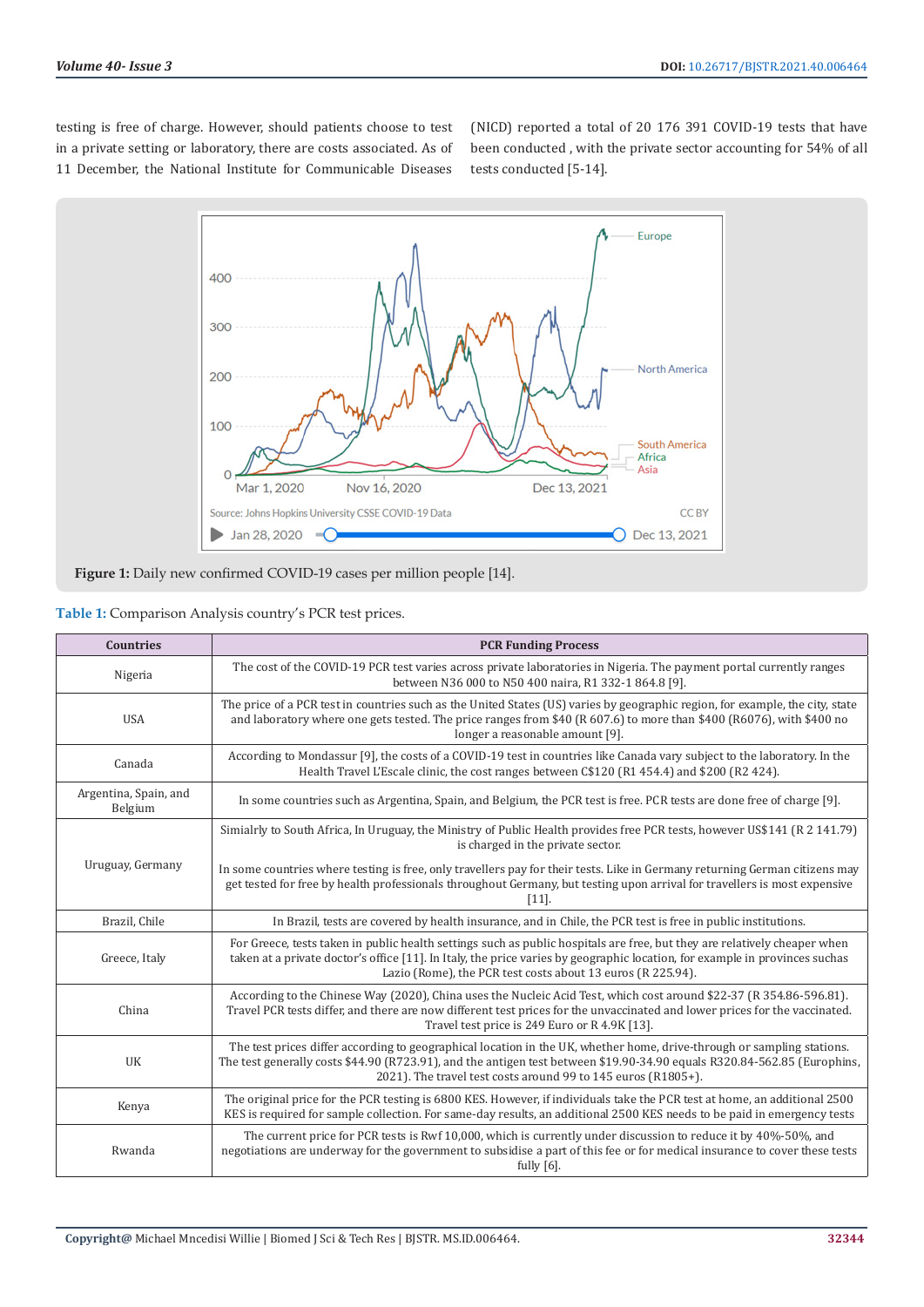testing is free of charge. However, should patients choose to test in a private setting or laboratory, there are costs associated. As of 11 December, the National Institute for Communicable Diseases (NICD) reported a total of 20 176 391 COVID-19 tests that have been conducted , with the private sector accounting for 54% of all tests conducted [5-14].

**Figure 1:** Daily new confirmed COVID-19 cases per million people [14].

**Table 1:** Comparison Analysis country's PCR test prices.

| Countries | PCR Funding Process |
|---|---|
| Nigeria | The cost of the COVID-19 PCR test varies across private laboratories in Nigeria. The payment portal currently ranges between N36 000 to N50 400 naira, R1 332-1 864.8 [9]. |
| USA | The price of a PCR test in countries such as the United States (US) varies by geographic region, for example, the city, state and laboratory where one gets tested. The price ranges from $40 (R 607.6) to more than $400 (R6076), with $400 no longer a reasonable amount [9]. |
| Canada | According to Mondassur [9], the costs of a COVID-19 test in countries like Canada vary subject to the laboratory. In the Health Travel L'Escale clinic, the cost ranges between C$120 (R1 454.4) and $200 (R2 424). |
| Argentina, Spain, and Belgium | In some countries such as Argentina, Spain, and Belgium, the PCR test is free. PCR tests are done free of charge [9]. |
| Uruguay, Germany | Similarly to South Africa, In Uruguay, the Ministry of Public Health provides free PCR tests, however US$141 (R 2 141.79) is charged in the private sector. In some countries where testing is free, only travellers pay for their tests. Like in Germany returning German citizens may get tested for free by health professionals throughout Germany, but testing upon arrival for travellers is most expensive [11]. |
| Brazil, Chile | In Brazil, tests are covered by health insurance, and in Chile, the PCR test is free in public institutions. |
| Greece, Italy | For Greece, tests taken in public health settings such as public hospitals are free, but they are relatively cheaper when taken at a private doctor's office [11]. In Italy, the price varies by geographic location, for example in provinces suchas Lazio (Rome), the PCR test costs about 13 euros (R 225.94). |
| China | According to the Chinese Way (2020), China uses the Nucleic Acid Test, which cost around $22-37 (R 354.86-596.81). Travel PCR tests differ, and there are now different test prices for the unvaccinated and lower prices for the vaccinated. Travel test price is 249 Euro or R 4.9K [13]. |
| UK | The test prices differ according to geographical location in the UK, whether home, drive-through or sampling stations. The test generally costs $44.90 (R723.91), and the antigen test between $19.90-34.90 equals R320.84-562.85 (Europhins, 2021). The travel test costs around 99 to 145 euros (R1805+). |
| Kenya | The original price for the PCR testing is 6800 KES. However, if individuals take the PCR test at home, an additional 2500 KES is required for sample collection. For same-day results, an additional 2500 KES needs to be paid in emergency tests |
| Rwanda | The current price for PCR tests is Rwf 10,000, which is currently under discussion to reduce it by 40%-50%, and negotiations are underway for the government to subsidise a part of this fee or for medical insurance to cover these tests fully [6]. |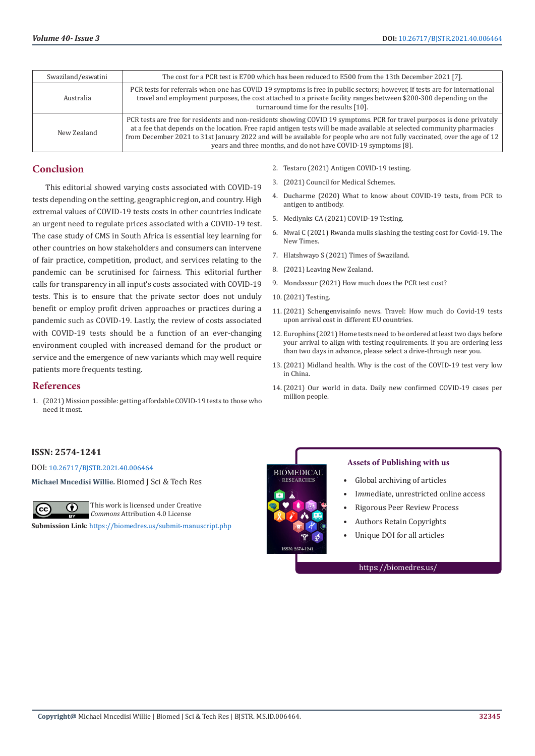| | |
|---|---|
| Swaziland/eswatini | The cost for a PCR test is E700 which has been reduced to E500 from the 13th December 2021 [7]. |
| Australia | PCR tests for referrals when one has COVID 19 symptoms is free in public sectors; however, if tests are for international travel and employment purposes, the cost attached to a private facility ranges between $200-300 depending on the turnaround time for the results [10]. |
| New Zealand | PCR tests are free for residents and non-residents showing COVID 19 symptoms. PCR for travel purposes is done privately at a fee that depends on the location. Free rapid antigen tests will be made available at selected community pharmacies from December 2021 to 31st January 2022 and will be available for people who are not fully vaccinated, over the age of 12 years and three months, and do not have COVID-19 symptoms [8]. |

## Conclusion

This editorial showed varying costs associated with COVID-19 tests depending on the setting, geographic region, and country. High extremal values of COVID-19 tests costs in other countries indicate an urgent need to regulate prices associated with a COVID-19 test. The case study of CMS in South Africa is essential key learning for other countries on how stakeholders and consumers can intervene of fair practice, competition, product, and services relating to the pandemic can be scrutinised for fairness. This editorial further calls for transparency in all input's costs associated with COVID-19 tests. This is to ensure that the private sector does not unduly benefit or employ profit driven approaches or practices during a pandemic such as COVID-19. Lastly, the review of costs associated with COVID-19 tests should be a function of an ever-changing environment coupled with increased demand for the product or service and the emergence of new variants which may well require patients more frequents testing.

## References

1. (2021) Mission possible: getting affordable COVID-19 tests to those who need it most.
2. Testaro (2021) Antigen COVID-19 testing.
3. (2021) Council for Medical Schemes.
4. Ducharme (2020) What to know about COVID-19 tests, from PCR to antigen to antibody.
5. Medlynks CA (2021) COVID-19 Testing.
6. Mwai C (2021) Rwanda mulls slashing the testing cost for Covid-19. The New Times.
7. Hlatshwayo S (2021) Times of Swaziland.
8. (2021) Leaving New Zealand.
9. Mondassur (2021) How much does the PCR test cost?
10. (2021) Testing.
11. (2021) Schengenvisainfo news. Travel: How much do Covid-19 tests upon arrival cost in different EU countries.
12. Europhins (2021) Home tests need to be ordered at least two days before your arrival to align with testing requirements. If you are ordering less than two days in advance, please select a drive-through near you.
13. (2021) Midland health. Why is the cost of the COVID-19 test very low in China.
14. (2021) Our world in data. Daily new confirmed COVID-19 cases per million people.

**ISSN: 2574-1241**

DOI: 10.26717/BJSTR.2021.40.006464

**Michael Mncedisi Willie.** Biomed J Sci & Tech Res

This work is licensed under Creative *Commons* Attribution 4.0 License

**Submission Link**: https://biomedres.us/submit-manuscript.php

**Assets of Publishing with us**

- Global archiving of articles
- Immediate, unrestricted online access
- Rigorous Peer Review Process
- Authors Retain Copyrights
- Unique DOI for all articles

https://biomedres.us/